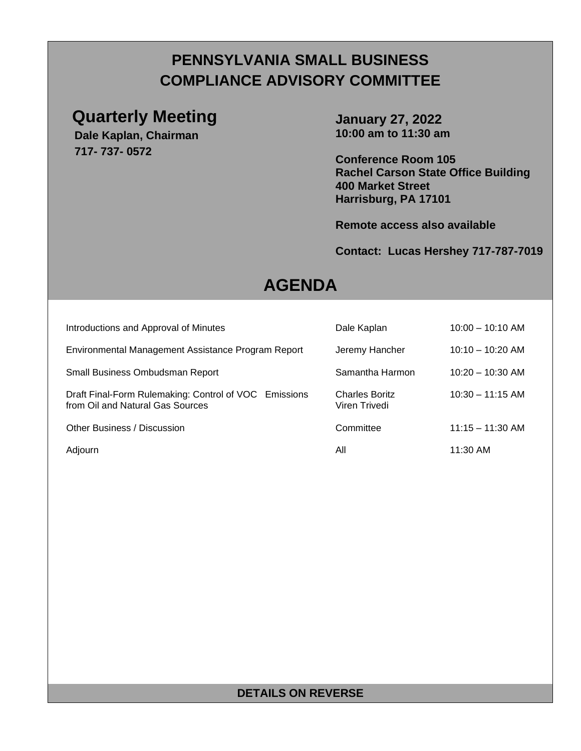# PENNSYLVANIA SMALL BUSINESS COMPLIANCE ADVISORY COMMITTEE

## Quarterly Meeting

**Dale Kaplan, Chairman**
**717- 737- 0572**

**January 27, 2022**
**10:00 am to 11:30 am**

**Conference Room 105**
**Rachel Carson State Office Building**
**400 Market Street**
**Harrisburg, PA 17101**

**Remote access also available**

**Contact: Lucas Hershey 717-787-7019**

## AGENDA

| | | |
|---|---|---|
| Introductions and Approval of Minutes | Dale Kaplan | 10:00 – 10:10 AM |
| Environmental Management Assistance Program Report | Jeremy Hancher | 10:10 – 10:20 AM |
| Small Business Ombudsman Report | Samantha Harmon | 10:20 – 10:30 AM |
| Draft Final-Form Rulemaking: Control of VOC Emissions from Oil and Natural Gas Sources | Charles Boritz Viren Trivedi | 10:30 – 11:15 AM |
| Other Business / Discussion | Committee | 11:15 – 11:30 AM |
| Adjourn | All | 11:30 AM |

**DETAILS ON REVERSE**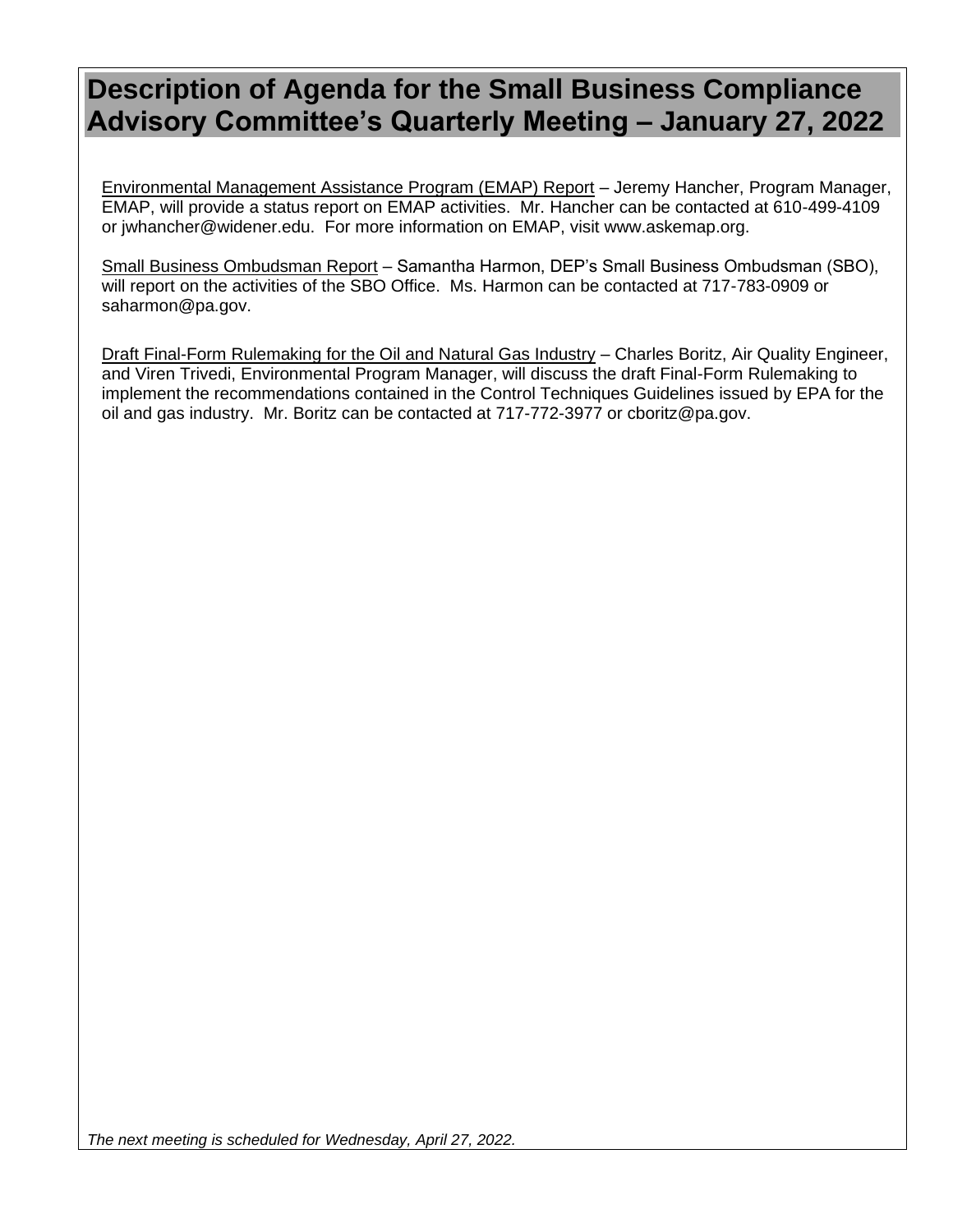# Description of Agenda for the Small Business Compliance Advisory Committee's Quarterly Meeting – January 27, 2022

Environmental Management Assistance Program (EMAP) Report – Jeremy Hancher, Program Manager, EMAP, will provide a status report on EMAP activities. Mr. Hancher can be contacted at 610-499-4109 or jwhancher@widener.edu. For more information on EMAP, visit www.askemap.org.

Small Business Ombudsman Report – Samantha Harmon, DEP's Small Business Ombudsman (SBO), will report on the activities of the SBO Office. Ms. Harmon can be contacted at 717-783-0909 or saharmon@pa.gov.

Draft Final-Form Rulemaking for the Oil and Natural Gas Industry – Charles Boritz, Air Quality Engineer, and Viren Trivedi, Environmental Program Manager, will discuss the draft Final-Form Rulemaking to implement the recommendations contained in the Control Techniques Guidelines issued by EPA for the oil and gas industry. Mr. Boritz can be contacted at 717-772-3977 or cboritz@pa.gov.

*The next meeting is scheduled for Wednesday, April 27, 2022.*